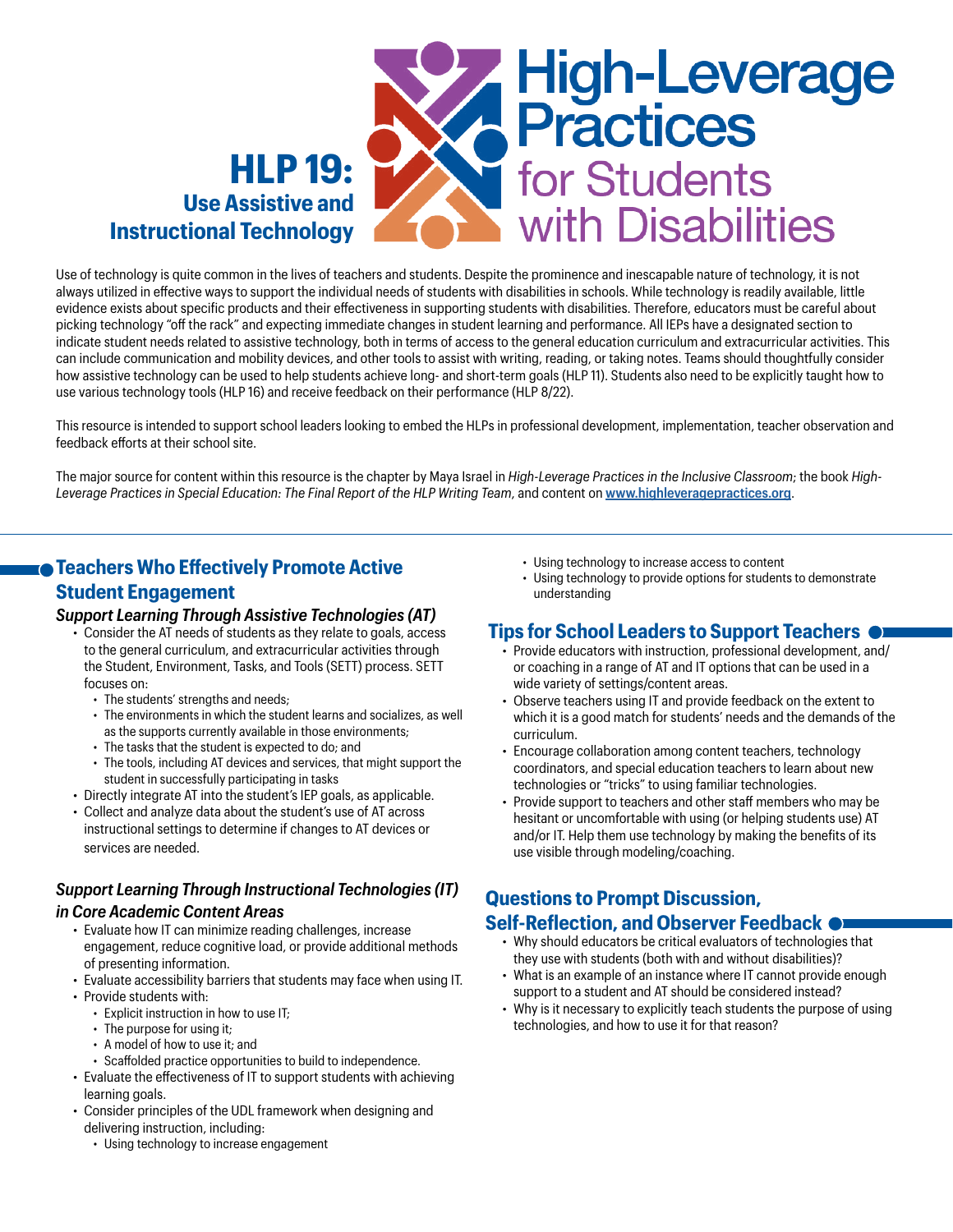# HLP 19: Use Assistive and Instructional Technology

High-Leverage Practices for Students with Disabilities

Use of technology is quite common in the lives of teachers and students. Despite the prominence and inescapable nature of technology, it is not always utilized in effective ways to support the individual needs of students with disabilities in schools. While technology is readily available, little evidence exists about specific products and their effectiveness in supporting students with disabilities. Therefore, educators must be careful about picking technology "off the rack" and expecting immediate changes in student learning and performance. All IEPs have a designated section to indicate student needs related to assistive technology, both in terms of access to the general education curriculum and extracurricular activities. This can include communication and mobility devices, and other tools to assist with writing, reading, or taking notes. Teams should thoughtfully consider how assistive technology can be used to help students achieve long- and short-term goals (HLP 11). Students also need to be explicitly taught how to use various technology tools (HLP 16) and receive feedback on their performance (HLP 8/22).

This resource is intended to support school leaders looking to embed the HLPs in professional development, implementation, teacher observation and feedback efforts at their school site.

The major source for content within this resource is the chapter by Maya Israel in *High-Leverage Practices in the Inclusive Classroom*; the book *High-Leverage Practices in Special Education: The Final Report of the HLP Writing Team*, and content on [www.highleveragepractices.org](www.highleveragepractices.org).

## Teachers Who Effectively Promote Active Student Engagement

### *Support Learning Through Assistive Technologies (AT)*

- Consider the AT needs of students as they relate to goals, access to the general curriculum, and extracurricular activities through the Student, Environment, Tasks, and Tools (SETT) process. SETT focuses on:
  - The students' strengths and needs;
  - The environments in which the student learns and socializes, as well as the supports currently available in those environments;
  - The tasks that the student is expected to do; and
  - The tools, including AT devices and services, that might support the student in successfully participating in tasks
- Directly integrate AT into the student's IEP goals, as applicable.
- Collect and analyze data about the student's use of AT across instructional settings to determine if changes to AT devices or services are needed.

### *Support Learning Through Instructional Technologies (IT) in Core Academic Content Areas*

- Evaluate how IT can minimize reading challenges, increase engagement, reduce cognitive load, or provide additional methods of presenting information.
- Evaluate accessibility barriers that students may face when using IT.
- Provide students with:
  - Explicit instruction in how to use IT;
  - The purpose for using it;
  - A model of how to use it; and
  - Scaffolded practice opportunities to build to independence.
- Evaluate the effectiveness of IT to support students with achieving learning goals.
- Consider principles of the UDL framework when designing and delivering instruction, including:
  - Using technology to increase engagement
  - Using technology to increase access to content
  - Using technology to provide options for students to demonstrate understanding

## Tips for School Leaders to Support Teachers

- Provide educators with instruction, professional development, and/or coaching in a range of AT and IT options that can be used in a wide variety of settings/content areas.
- Observe teachers using IT and provide feedback on the extent to which it is a good match for students' needs and the demands of the curriculum.
- Encourage collaboration among content teachers, technology coordinators, and special education teachers to learn about new technologies or "tricks" to using familiar technologies.
- Provide support to teachers and other staff members who may be hesitant or uncomfortable with using (or helping students use) AT and/or IT. Help them use technology by making the benefits of its use visible through modeling/coaching.

## Questions to Prompt Discussion, Self-Reflection, and Observer Feedback

- Why should educators be critical evaluators of technologies that they use with students (both with and without disabilities)?
- What is an example of an instance where IT cannot provide enough support to a student and AT should be considered instead?
- Why is it necessary to explicitly teach students the purpose of using technologies, and how to use it for that reason?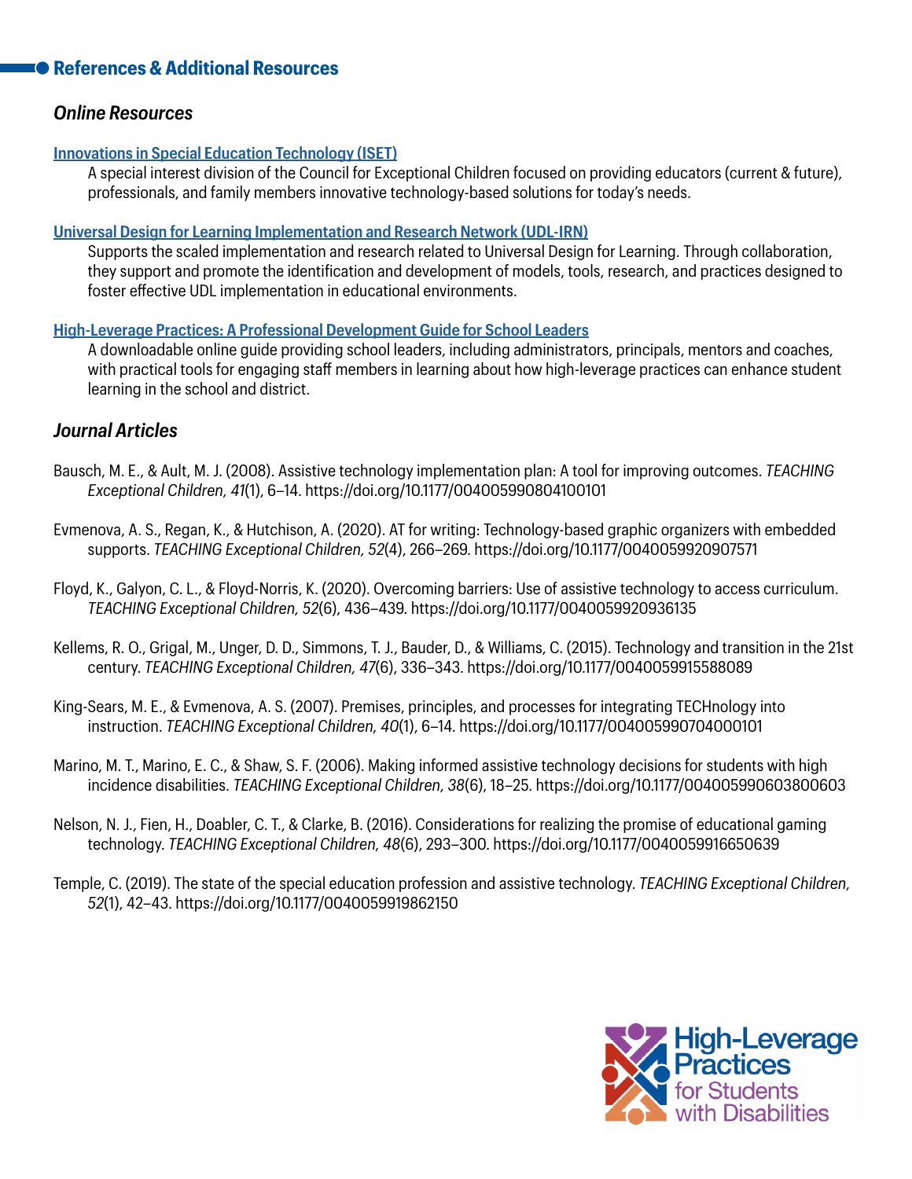## References & Additional Resources

### *Online Resources*

**Innovations in Special Education Technology (ISET)**

A special interest division of the Council for Exceptional Children focused on providing educators (current & future), professionals, and family members innovative technology-based solutions for today's needs.

**Universal Design for Learning Implementation and Research Network (UDL-IRN)**

Supports the scaled implementation and research related to Universal Design for Learning. Through collaboration, they support and promote the identification and development of models, tools, research, and practices designed to foster effective UDL implementation in educational environments.

**High-Leverage Practices: A Professional Development Guide for School Leaders**

A downloadable online guide providing school leaders, including administrators, principals, mentors and coaches, with practical tools for engaging staff members in learning about how high-leverage practices can enhance student learning in the school and district.

### *Journal Articles*

Bausch, M. E., & Ault, M. J. (2008). Assistive technology implementation plan: A tool for improving outcomes. *TEACHING Exceptional Children, 41*(1), 6–14. https://doi.org/10.1177/004005990804100101

Evmenova, A. S., Regan, K., & Hutchison, A. (2020). AT for writing: Technology-based graphic organizers with embedded supports. *TEACHING Exceptional Children, 52*(4), 266–269. https://doi.org/10.1177/0040059920907571

Floyd, K., Galyon, C. L., & Floyd-Norris, K. (2020). Overcoming barriers: Use of assistive technology to access curriculum. *TEACHING Exceptional Children, 52*(6), 436–439. https://doi.org/10.1177/0040059920936135

Kellems, R. O., Grigal, M., Unger, D. D., Simmons, T. J., Bauder, D., & Williams, C. (2015). Technology and transition in the 21st century. *TEACHING Exceptional Children, 47*(6), 336–343. https://doi.org/10.1177/0040059915588089

King-Sears, M. E., & Evmenova, A. S. (2007). Premises, principles, and processes for integrating TECHnology into instruction. *TEACHING Exceptional Children, 40*(1), 6–14. https://doi.org/10.1177/004005990704000101

Marino, M. T., Marino, E. C., & Shaw, S. F. (2006). Making informed assistive technology decisions for students with high incidence disabilities. *TEACHING Exceptional Children, 38*(6), 18–25. https://doi.org/10.1177/004005990603800603

Nelson, N. J., Fien, H., Doabler, C. T., & Clarke, B. (2016). Considerations for realizing the promise of educational gaming technology. *TEACHING Exceptional Children, 48*(6), 293–300. https://doi.org/10.1177/0040059916650639

Temple, C. (2019). The state of the special education profession and assistive technology. *TEACHING Exceptional Children, 52*(1), 42–43. https://doi.org/10.1177/0040059919862150

High-Leverage Practices for Students with Disabilities